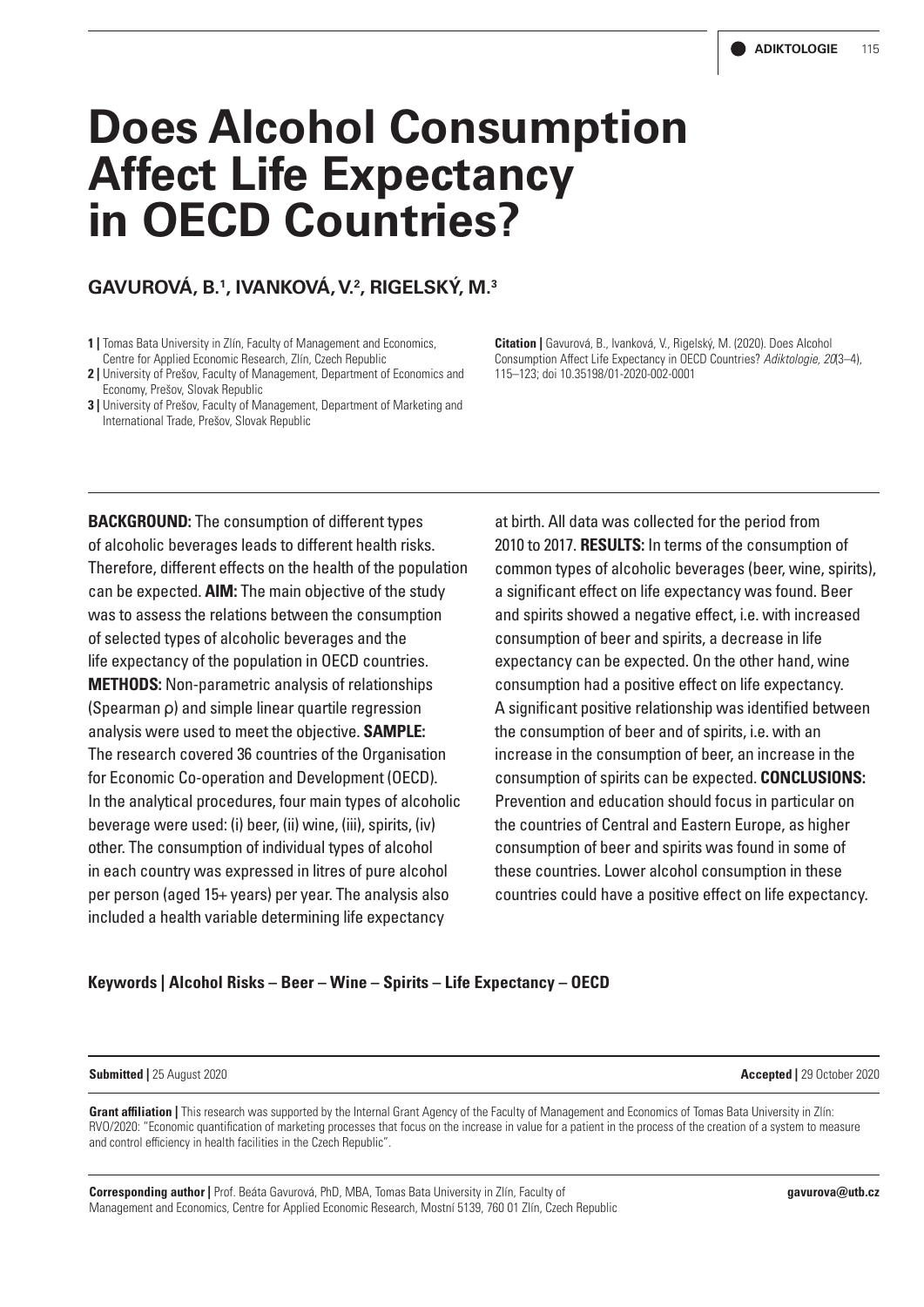# Does Alcohol Consumption Affect Life Expectancy in OECD Countries?

**GAVUROVÁ, B.[1], IVANKOVÁ, V.[2], RIGELSKÝ, M.[3]**

**1 |** Tomas Bata University in Zlín, Faculty of Management and Economics, Centre for Applied Economic Research, Zlín, Czech Republic
**2 |** University of Prešov, Faculty of Management, Department of Economics and Economy, Prešov, Slovak Republic
**3 |** University of Prešov, Faculty of Management, Department of Marketing and International Trade, Prešov, Slovak Republic

**Citation |** Gavurová, B., Ivanková, V., Rigelský, M. (2020). Does Alcohol Consumption Affect Life Expectancy in OECD Countries? *Adiktologie, 20*(3–4), 115–123; doi 10.35198/01-2020-002-0001

**BACKGROUND:** The consumption of different types of alcoholic beverages leads to different health risks. Therefore, different effects on the health of the population can be expected. **AIM:** The main objective of the study was to assess the relations between the consumption of selected types of alcoholic beverages and the life expectancy of the population in OECD countries. **METHODS:** Non-parametric analysis of relationships (Spearman ρ) and simple linear quartile regression analysis were used to meet the objective. **SAMPLE:** The research covered 36 countries of the Organisation for Economic Co-operation and Development (OECD). In the analytical procedures, four main types of alcoholic beverage were used: (i) beer, (ii) wine, (iii), spirits, (iv) other. The consumption of individual types of alcohol in each country was expressed in litres of pure alcohol per person (aged 15+ years) per year. The analysis also included a health variable determining life expectancy at birth. All data was collected for the period from 2010 to 2017. **RESULTS:** In terms of the consumption of common types of alcoholic beverages (beer, wine, spirits), a significant effect on life expectancy was found. Beer and spirits showed a negative effect, i.e. with increased consumption of beer and spirits, a decrease in life expectancy can be expected. On the other hand, wine consumption had a positive effect on life expectancy. A significant positive relationship was identified between the consumption of beer and of spirits, i.e. with an increase in the consumption of beer, an increase in the consumption of spirits can be expected. **CONCLUSIONS:** Prevention and education should focus in particular on the countries of Central and Eastern Europe, as higher consumption of beer and spirits was found in some of these countries. Lower alcohol consumption in these countries could have a positive effect on life expectancy.

**Keywords | Alcohol Risks – Beer – Wine – Spirits – Life Expectancy – OECD**

**Submitted |** 25 August 2020 **Accepted |** 29 October 2020

**Grant affiliation |** This research was supported by the Internal Grant Agency of the Faculty of Management and Economics of Tomas Bata University in Zlín: RVO/2020: "Economic quantification of marketing processes that focus on the increase in value for a patient in the process of the creation of a system to measure and control efficiency in health facilities in the Czech Republic".

**Corresponding author |** Prof. Beáta Gavurová, PhD, MBA, Tomas Bata University in Zlín, Faculty of Management and Economics, Centre for Applied Economic Research, Mostní 5139, 760 01 Zlín, Czech Republic **gavurova@utb.cz**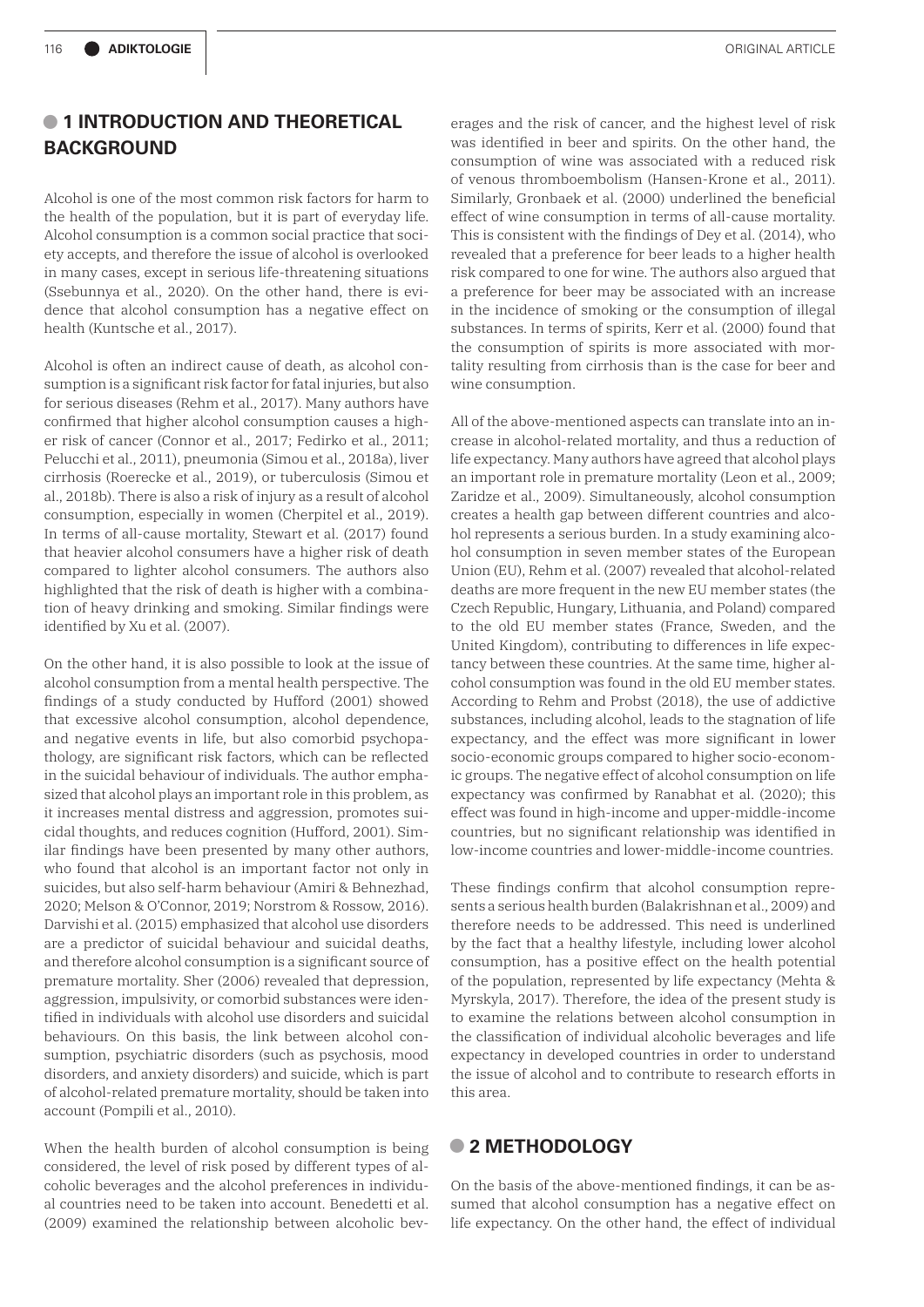## 1 INTRODUCTION AND THEORETICAL BACKGROUND

Alcohol is one of the most common risk factors for harm to the health of the population, but it is part of everyday life. Alcohol consumption is a common social practice that society accepts, and therefore the issue of alcohol is overlooked in many cases, except in serious life-threatening situations (Ssebunnya et al., 2020). On the other hand, there is evidence that alcohol consumption has a negative effect on health (Kuntsche et al., 2017).

Alcohol is often an indirect cause of death, as alcohol consumption is a significant risk factor for fatal injuries, but also for serious diseases (Rehm et al., 2017). Many authors have confirmed that higher alcohol consumption causes a higher risk of cancer (Connor et al., 2017; Fedirko et al., 2011; Pelucchi et al., 2011), pneumonia (Simou et al., 2018a), liver cirrhosis (Roerecke et al., 2019), or tuberculosis (Simou et al., 2018b). There is also a risk of injury as a result of alcohol consumption, especially in women (Cherpitel et al., 2019). In terms of all-cause mortality, Stewart et al. (2017) found that heavier alcohol consumers have a higher risk of death compared to lighter alcohol consumers. The authors also highlighted that the risk of death is higher with a combination of heavy drinking and smoking. Similar findings were identified by Xu et al. (2007).

On the other hand, it is also possible to look at the issue of alcohol consumption from a mental health perspective. The findings of a study conducted by Hufford (2001) showed that excessive alcohol consumption, alcohol dependence, and negative events in life, but also comorbid psychopathology, are significant risk factors, which can be reflected in the suicidal behaviour of individuals. The author emphasized that alcohol plays an important role in this problem, as it increases mental distress and aggression, promotes suicidal thoughts, and reduces cognition (Hufford, 2001). Similar findings have been presented by many other authors, who found that alcohol is an important factor not only in suicides, but also self-harm behaviour (Amiri & Behnezhad, 2020; Melson & O'Connor, 2019; Norstrom & Rossow, 2016). Darvishi et al. (2015) emphasized that alcohol use disorders are a predictor of suicidal behaviour and suicidal deaths, and therefore alcohol consumption is a significant source of premature mortality. Sher (2006) revealed that depression, aggression, impulsivity, or comorbid substances were identified in individuals with alcohol use disorders and suicidal behaviours. On this basis, the link between alcohol consumption, psychiatric disorders (such as psychosis, mood disorders, and anxiety disorders) and suicide, which is part of alcohol-related premature mortality, should be taken into account (Pompili et al., 2010).

When the health burden of alcohol consumption is being considered, the level of risk posed by different types of alcoholic beverages and the alcohol preferences in individual countries need to be taken into account. Benedetti et al. (2009) examined the relationship between alcoholic beverages and the risk of cancer, and the highest level of risk was identified in beer and spirits. On the other hand, the consumption of wine was associated with a reduced risk of venous thromboembolism (Hansen-Krone et al., 2011). Similarly, Gronbaek et al. (2000) underlined the beneficial effect of wine consumption in terms of all-cause mortality. This is consistent with the findings of Dey et al. (2014), who revealed that a preference for beer leads to a higher health risk compared to one for wine. The authors also argued that a preference for beer may be associated with an increase in the incidence of smoking or the consumption of illegal substances. In terms of spirits, Kerr et al. (2000) found that the consumption of spirits is more associated with mortality resulting from cirrhosis than is the case for beer and wine consumption.

All of the above-mentioned aspects can translate into an increase in alcohol-related mortality, and thus a reduction of life expectancy. Many authors have agreed that alcohol plays an important role in premature mortality (Leon et al., 2009; Zaridze et al., 2009). Simultaneously, alcohol consumption creates a health gap between different countries and alcohol represents a serious burden. In a study examining alcohol consumption in seven member states of the European Union (EU), Rehm et al. (2007) revealed that alcohol-related deaths are more frequent in the new EU member states (the Czech Republic, Hungary, Lithuania, and Poland) compared to the old EU member states (France, Sweden, and the United Kingdom), contributing to differences in life expectancy between these countries. At the same time, higher alcohol consumption was found in the old EU member states. According to Rehm and Probst (2018), the use of addictive substances, including alcohol, leads to the stagnation of life expectancy, and the effect was more significant in lower socio-economic groups compared to higher socio-economic groups. The negative effect of alcohol consumption on life expectancy was confirmed by Ranabhat et al. (2020); this effect was found in high-income and upper-middle-income countries, but no significant relationship was identified in low-income countries and lower-middle-income countries.

These findings confirm that alcohol consumption represents a serious health burden (Balakrishnan et al., 2009) and therefore needs to be addressed. This need is underlined by the fact that a healthy lifestyle, including lower alcohol consumption, has a positive effect on the health potential of the population, represented by life expectancy (Mehta & Myrskyla, 2017). Therefore, the idea of the present study is to examine the relations between alcohol consumption in the classification of individual alcoholic beverages and life expectancy in developed countries in order to understand the issue of alcohol and to contribute to research efforts in this area.

## 2 METHODOLOGY

On the basis of the above-mentioned findings, it can be assumed that alcohol consumption has a negative effect on life expectancy. On the other hand, the effect of individual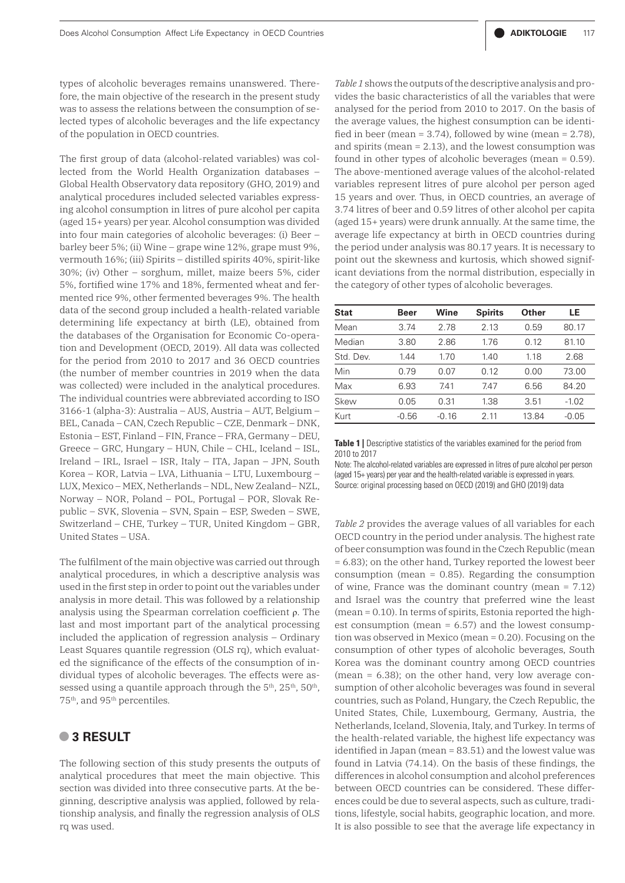types of alcoholic beverages remains unanswered. Therefore, the main objective of the research in the present study was to assess the relations between the consumption of selected types of alcoholic beverages and the life expectancy of the population in OECD countries.

The first group of data (alcohol-related variables) was collected from the World Health Organization databases – Global Health Observatory data repository (GHO, 2019) and analytical procedures included selected variables expressing alcohol consumption in litres of pure alcohol per capita (aged 15+ years) per year. Alcohol consumption was divided into four main categories of alcoholic beverages: (i) Beer – barley beer 5%; (ii) Wine – grape wine 12%, grape must 9%, vermouth 16%; (iii) Spirits – distilled spirits 40%, spirit-like 30%; (iv) Other – sorghum, millet, maize beers 5%, cider 5%, fortified wine 17% and 18%, fermented wheat and fermented rice 9%, other fermented beverages 9%. The health data of the second group included a health-related variable determining life expectancy at birth (LE), obtained from the databases of the Organisation for Economic Co-operation and Development (OECD, 2019). All data was collected for the period from 2010 to 2017 and 36 OECD countries (the number of member countries in 2019 when the data was collected) were included in the analytical procedures. The individual countries were abbreviated according to ISO 3166-1 (alpha-3): Australia – AUS, Austria – AUT, Belgium – BEL, Canada – CAN, Czech Republic – CZE, Denmark – DNK, Estonia – EST, Finland – FIN, France – FRA, Germany – DEU, Greece – GRC, Hungary – HUN, Chile – CHL, Iceland – ISL, Ireland – IRL, Israel – ISR, Italy – ITA, Japan – JPN, South Korea – KOR, Latvia – LVA, Lithuania – LTU, Luxembourg – LUX, Mexico – MEX, Netherlands – NDL, New Zealand– NZL, Norway – NOR, Poland – POL, Portugal – POR, Slovak Republic – SVK, Slovenia – SVN, Spain – ESP, Sweden – SWE, Switzerland – CHE, Turkey – TUR, United Kingdom – GBR, United States – USA.

The fulfilment of the main objective was carried out through analytical procedures, in which a descriptive analysis was used in the first step in order to point out the variables under analysis in more detail. This was followed by a relationship analysis using the Spearman correlation coefficient ρ. The last and most important part of the analytical processing included the application of regression analysis – Ordinary Least Squares quantile regression (OLS rq), which evaluated the significance of the effects of the consumption of individual types of alcoholic beverages. The effects were assessed using a quantile approach through the 5th, 25th, 50th, 75th, and 95th percentiles.

## 3 RESULT

The following section of this study presents the outputs of analytical procedures that meet the main objective. This section was divided into three consecutive parts. At the beginning, descriptive analysis was applied, followed by relationship analysis, and finally the regression analysis of OLS rq was used.

*Table 1* shows the outputs of the descriptive analysis and provides the basic characteristics of all the variables that were analysed for the period from 2010 to 2017. On the basis of the average values, the highest consumption can be identified in beer (mean = 3.74), followed by wine (mean = 2.78), and spirits (mean = 2.13), and the lowest consumption was found in other types of alcoholic beverages (mean = 0.59). The above-mentioned average values of the alcohol-related variables represent litres of pure alcohol per person aged 15 years and over. Thus, in OECD countries, an average of 3.74 litres of beer and 0.59 litres of other alcohol per capita (aged 15+ years) were drunk annually. At the same time, the average life expectancy at birth in OECD countries during the period under analysis was 80.17 years. It is necessary to point out the skewness and kurtosis, which showed significant deviations from the normal distribution, especially in the category of other types of alcoholic beverages.

| Stat | Beer | Wine | Spirits | Other | LE |
|---|---|---|---|---|---|
| Mean | 3.74 | 2.78 | 2.13 | 0.59 | 80.17 |
| Median | 3.80 | 2.86 | 1.76 | 0.12 | 81.10 |
| Std. Dev. | 1.44 | 1.70 | 1.40 | 1.18 | 2.68 |
| Min | 0.79 | 0.07 | 0.12 | 0.00 | 73.00 |
| Max | 6.93 | 7.41 | 7.47 | 6.56 | 84.20 |
| Skew | 0.05 | 0.31 | 1.38 | 3.51 | -1.02 |
| Kurt | -0.56 | -0.16 | 2.11 | 13.84 | -0.05 |

**Table 1 |** Descriptive statistics of the variables examined for the period from 2010 to 2017

Note: The alcohol-related variables are expressed in litres of pure alcohol per person (aged 15+ years) per year and the health-related variable is expressed in years.
Source: original processing based on OECD (2019) and GHO (2019) data

*Table 2* provides the average values of all variables for each OECD country in the period under analysis. The highest rate of beer consumption was found in the Czech Republic (mean = 6.83); on the other hand, Turkey reported the lowest beer consumption (mean = 0.85). Regarding the consumption of wine, France was the dominant country (mean = 7.12) and Israel was the country that preferred wine the least (mean = 0.10). In terms of spirits, Estonia reported the highest consumption (mean = 6.57) and the lowest consumption was observed in Mexico (mean = 0.20). Focusing on the consumption of other types of alcoholic beverages, South Korea was the dominant country among OECD countries (mean = 6.38); on the other hand, very low average consumption of other alcoholic beverages was found in several countries, such as Poland, Hungary, the Czech Republic, the United States, Chile, Luxembourg, Germany, Austria, the Netherlands, Iceland, Slovenia, Italy, and Turkey. In terms of the health-related variable, the highest life expectancy was identified in Japan (mean = 83.51) and the lowest value was found in Latvia (74.14). On the basis of these findings, the differences in alcohol consumption and alcohol preferences between OECD countries can be considered. These differences could be due to several aspects, such as culture, traditions, lifestyle, social habits, geographic location, and more. It is also possible to see that the average life expectancy in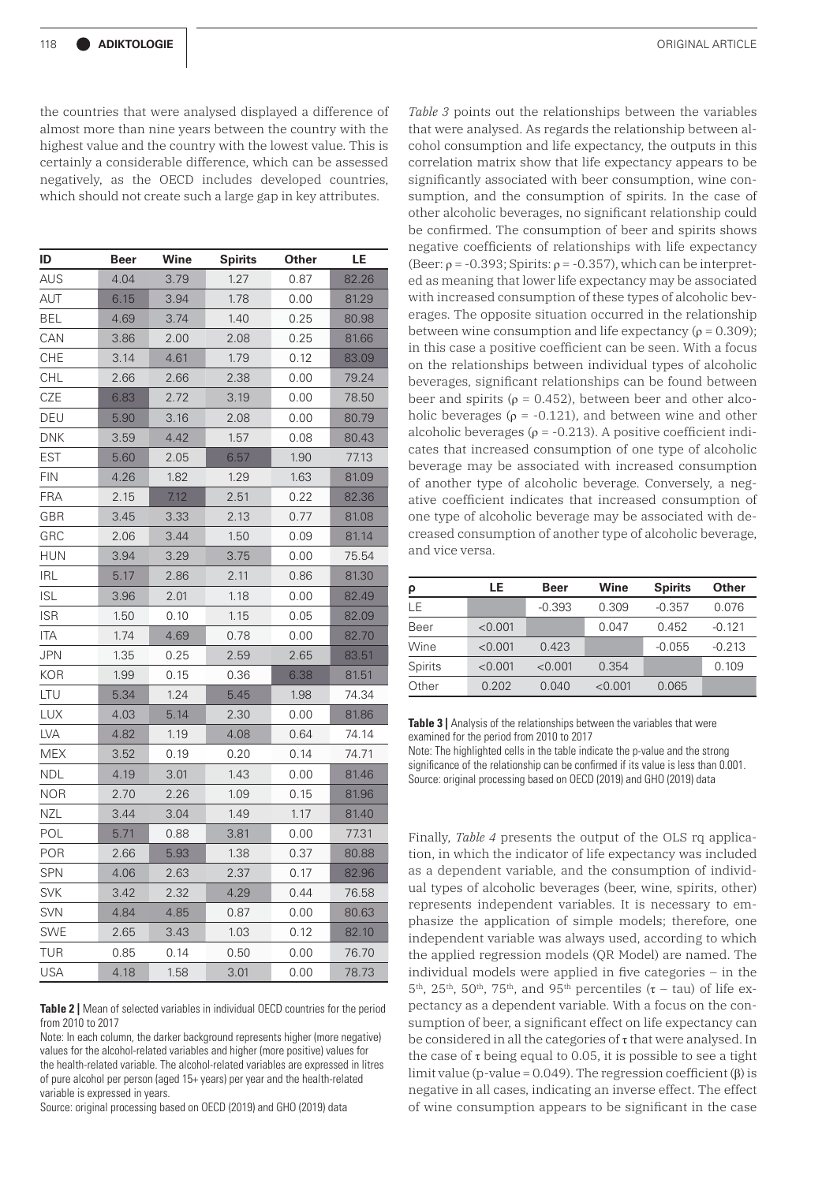the countries that were analysed displayed a difference of almost more than nine years between the country with the highest value and the country with the lowest value. This is certainly a considerable difference, which can be assessed negatively, as the OECD includes developed countries, which should not create such a large gap in key attributes.

| ID | Beer | Wine | Spirits | Other | LE |
|---|---|---|---|---|---|
| AUS | 4.04 | 3.79 | 1.27 | 0.87 | 82.26 |
| AUT | 6.15 | 3.94 | 1.78 | 0.00 | 81.29 |
| BEL | 4.69 | 3.74 | 1.40 | 0.25 | 80.98 |
| CAN | 3.86 | 2.00 | 2.08 | 0.25 | 81.66 |
| CHE | 3.14 | 4.61 | 1.79 | 0.12 | 83.09 |
| CHL | 2.66 | 2.66 | 2.38 | 0.00 | 79.24 |
| CZE | 6.83 | 2.72 | 3.19 | 0.00 | 78.50 |
| DEU | 5.90 | 3.16 | 2.08 | 0.00 | 80.79 |
| DNK | 3.59 | 4.42 | 1.57 | 0.08 | 80.43 |
| EST | 5.60 | 2.05 | 6.57 | 1.90 | 77.13 |
| FIN | 4.26 | 1.82 | 1.29 | 1.63 | 81.09 |
| FRA | 2.15 | 7.12 | 2.51 | 0.22 | 82.36 |
| GBR | 3.45 | 3.33 | 2.13 | 0.77 | 81.08 |
| GRC | 2.06 | 3.44 | 1.50 | 0.09 | 81.14 |
| HUN | 3.94 | 3.29 | 3.75 | 0.00 | 75.54 |
| IRL | 5.17 | 2.86 | 2.11 | 0.86 | 81.30 |
| ISL | 3.96 | 2.01 | 1.18 | 0.00 | 82.49 |
| ISR | 1.50 | 0.10 | 1.15 | 0.05 | 82.09 |
| ITA | 1.74 | 4.69 | 0.78 | 0.00 | 82.70 |
| JPN | 1.35 | 0.25 | 2.59 | 2.65 | 83.51 |
| KOR | 1.99 | 0.15 | 0.36 | 6.38 | 81.51 |
| LTU | 5.34 | 1.24 | 5.45 | 1.98 | 74.34 |
| LUX | 4.03 | 5.14 | 2.30 | 0.00 | 81.86 |
| LVA | 4.82 | 1.19 | 4.08 | 0.64 | 74.14 |
| MEX | 3.52 | 0.19 | 0.20 | 0.14 | 74.71 |
| NDL | 4.19 | 3.01 | 1.43 | 0.00 | 81.46 |
| NOR | 2.70 | 2.26 | 1.09 | 0.15 | 81.96 |
| NZL | 3.44 | 3.04 | 1.49 | 1.17 | 81.40 |
| POL | 5.71 | 0.88 | 3.81 | 0.00 | 77.31 |
| POR | 2.66 | 5.93 | 1.38 | 0.37 | 80.88 |
| SPN | 4.06 | 2.63 | 2.37 | 0.17 | 82.96 |
| SVK | 3.42 | 2.32 | 4.29 | 0.44 | 76.58 |
| SVN | 4.84 | 4.85 | 0.87 | 0.00 | 80.63 |
| SWE | 2.65 | 3.43 | 1.03 | 0.12 | 82.10 |
| TUR | 0.85 | 0.14 | 0.50 | 0.00 | 76.70 |
| USA | 4.18 | 1.58 | 3.01 | 0.00 | 78.73 |

**Table 2 |** Mean of selected variables in individual OECD countries for the period from 2010 to 2017

Note: In each column, the darker background represents higher (more negative) values for the alcohol-related variables and higher (more positive) values for the health-related variable. The alcohol-related variables are expressed in litres of pure alcohol per person (aged 15+ years) per year and the health-related variable is expressed in years.

Source: original processing based on OECD (2019) and GHO (2019) data

*Table 3* points out the relationships between the variables that were analysed. As regards the relationship between alcohol consumption and life expectancy, the outputs in this correlation matrix show that life expectancy appears to be significantly associated with beer consumption, wine consumption, and the consumption of spirits. In the case of other alcoholic beverages, no significant relationship could be confirmed. The consumption of beer and spirits shows negative coefficients of relationships with life expectancy (Beer: $\rho = -0.393$; Spirits: $\rho = -0.357$), which can be interpreted as meaning that lower life expectancy may be associated with increased consumption of these types of alcoholic beverages. The opposite situation occurred in the relationship between wine consumption and life expectancy ($\rho = 0.309$); in this case a positive coefficient can be seen. With a focus on the relationships between individual types of alcoholic beverages, significant relationships can be found between beer and spirits ($\rho = 0.452$), between beer and other alcoholic beverages ($\rho = -0.121$), and between wine and other alcoholic beverages ($\rho = -0.213$). A positive coefficient indicates that increased consumption of one type of alcoholic beverage may be associated with increased consumption of another type of alcoholic beverage. Conversely, a negative coefficient indicates that increased consumption of one type of alcoholic beverage may be associated with decreased consumption of another type of alcoholic beverage, and vice versa.

| ρ | LE | Beer | Wine | Spirits | Other |
|---|---|---|---|---|---|
| LE | | -0.393 | 0.309 | -0.357 | 0.076 |
| Beer | <0.001 | | 0.047 | 0.452 | -0.121 |
| Wine | <0.001 | 0.423 | | -0.055 | -0.213 |
| Spirits | <0.001 | <0.001 | 0.354 | | 0.109 |
| Other | 0.202 | 0.040 | <0.001 | 0.065 | |

**Table 3 |** Analysis of the relationships between the variables that were examined for the period from 2010 to 2017

Note: The highlighted cells in the table indicate the p-value and the strong significance of the relationship can be confirmed if its value is less than 0.001.

Source: original processing based on OECD (2019) and GHO (2019) data

Finally, *Table 4* presents the output of the OLS rq application, in which the indicator of life expectancy was included as a dependent variable, and the consumption of individual types of alcoholic beverages (beer, wine, spirits, other) represents independent variables. It is necessary to emphasize the application of simple models; therefore, one independent variable was always used, according to which the applied regression models (QR Model) are named. The individual models were applied in five categories – in the $5^{th}$, $25^{th}$, $50^{th}$, $75^{th}$, and $95^{th}$ percentiles ($\tau$ – tau) of life expectancy as a dependent variable. With a focus on the consumption of beer, a significant effect on life expectancy can be considered in all the categories of $\tau$ that were analysed. In the case of $\tau$ being equal to 0.05, it is possible to see a tight limit value (p-value = 0.049). The regression coefficient ($\beta$) is negative in all cases, indicating an inverse effect. The effect of wine consumption appears to be significant in the case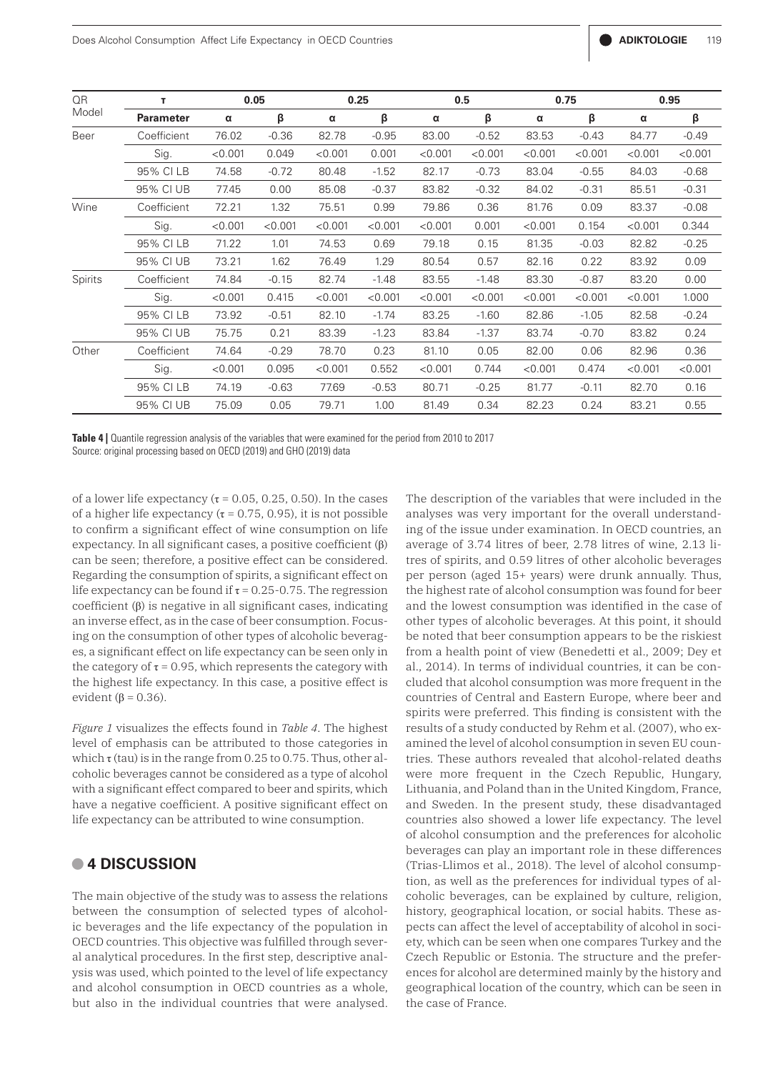| QR Model | τ | 0.05 | | 0.25 | | 0.5 | | 0.75 | | 0.95 | |
|---|---|---|---|---|---|---|---|---|---|---|---|
| | **Parameter** | α | β | α | β | α | β | α | β | α | β |
| Beer | Coefficient | 76.02 | -0.36 | 82.78 | -0.95 | 83.00 | -0.52 | 83.53 | -0.43 | 84.77 | -0.49 |
| | Sig. | <0.001 | 0.049 | <0.001 | 0.001 | <0.001 | <0.001 | <0.001 | <0.001 | <0.001 | <0.001 |
| | 95% CI LB | 74.58 | -0.72 | 80.48 | -1.52 | 82.17 | -0.73 | 83.04 | -0.55 | 84.03 | -0.68 |
| | 95% CI UB | 77.45 | 0.00 | 85.08 | -0.37 | 83.82 | -0.32 | 84.02 | -0.31 | 85.51 | -0.31 |
| Wine | Coefficient | 72.21 | 1.32 | 75.51 | 0.99 | 79.86 | 0.36 | 81.76 | 0.09 | 83.37 | -0.08 |
| | Sig. | <0.001 | <0.001 | <0.001 | <0.001 | <0.001 | 0.001 | <0.001 | 0.154 | <0.001 | 0.344 |
| | 95% CI LB | 71.22 | 1.01 | 74.53 | 0.69 | 79.18 | 0.15 | 81.35 | -0.03 | 82.82 | -0.25 |
| | 95% CI UB | 73.21 | 1.62 | 76.49 | 1.29 | 80.54 | 0.57 | 82.16 | 0.22 | 83.92 | 0.09 |
| Spirits | Coefficient | 74.84 | -0.15 | 82.74 | -1.48 | 83.55 | -1.48 | 83.30 | -0.87 | 83.20 | 0.00 |
| | Sig. | <0.001 | 0.415 | <0.001 | <0.001 | <0.001 | <0.001 | <0.001 | <0.001 | <0.001 | 1.000 |
| | 95% CI LB | 73.92 | -0.51 | 82.10 | -1.74 | 83.25 | -1.60 | 82.86 | -1.05 | 82.58 | -0.24 |
| | 95% CI UB | 75.75 | 0.21 | 83.39 | -1.23 | 83.84 | -1.37 | 83.74 | -0.70 | 83.82 | 0.24 |
| Other | Coefficient | 74.64 | -0.29 | 78.70 | 0.23 | 81.10 | 0.05 | 82.00 | 0.06 | 82.96 | 0.36 |
| | Sig. | <0.001 | 0.095 | <0.001 | 0.552 | <0.001 | 0.744 | <0.001 | 0.474 | <0.001 | <0.001 |
| | 95% CI LB | 74.19 | -0.63 | 77.69 | -0.53 | 80.71 | -0.25 | 81.77 | -0.11 | 82.70 | 0.16 |
| | 95% CI UB | 75.09 | 0.05 | 79.71 | 1.00 | 81.49 | 0.34 | 82.23 | 0.24 | 83.21 | 0.55 |

**Table 4 |** Quantile regression analysis of the variables that were examined for the period from 2010 to 2017
Source: original processing based on OECD (2019) and GHO (2019) data

of a lower life expectancy ($\tau$ = 0.05, 0.25, 0.50). In the cases of a higher life expectancy ($\tau$ = 0.75, 0.95), it is not possible to confirm a significant effect of wine consumption on life expectancy. In all significant cases, a positive coefficient ($\beta$) can be seen; therefore, a positive effect can be considered. Regarding the consumption of spirits, a significant effect on life expectancy can be found if $\tau$ = 0.25-0.75. The regression coefficient ($\beta$) is negative in all significant cases, indicating an inverse effect, as in the case of beer consumption. Focusing on the consumption of other types of alcoholic beverages, a significant effect on life expectancy can be seen only in the category of $\tau$ = 0.95, which represents the category with the highest life expectancy. In this case, a positive effect is evident ($\beta$ = 0.36).

*Figure 1* visualizes the effects found in *Table 4*. The highest level of emphasis can be attributed to those categories in which $\tau$ (tau) is in the range from 0.25 to 0.75. Thus, other alcoholic beverages cannot be considered as a type of alcohol with a significant effect compared to beer and spirits, which have a negative coefficient. A positive significant effect on life expectancy can be attributed to wine consumption.

## 4 DISCUSSION

The main objective of the study was to assess the relations between the consumption of selected types of alcoholic beverages and the life expectancy of the population in OECD countries. This objective was fulfilled through several analytical procedures. In the first step, descriptive analysis was used, which pointed to the level of life expectancy and alcohol consumption in OECD countries as a whole, but also in the individual countries that were analysed. The description of the variables that were included in the analyses was very important for the overall understanding of the issue under examination. In OECD countries, an average of 3.74 litres of beer, 2.78 litres of wine, 2.13 litres of spirits, and 0.59 litres of other alcoholic beverages per person (aged 15+ years) were drunk annually. Thus, the highest rate of alcohol consumption was found for beer and the lowest consumption was identified in the case of other types of alcoholic beverages. At this point, it should be noted that beer consumption appears to be the riskiest from a health point of view (Benedetti et al., 2009; Dey et al., 2014). In terms of individual countries, it can be concluded that alcohol consumption was more frequent in the countries of Central and Eastern Europe, where beer and spirits were preferred. This finding is consistent with the results of a study conducted by Rehm et al. (2007), who examined the level of alcohol consumption in seven EU countries. These authors revealed that alcohol-related deaths were more frequent in the Czech Republic, Hungary, Lithuania, and Poland than in the United Kingdom, France, and Sweden. In the present study, these disadvantaged countries also showed a lower life expectancy. The level of alcohol consumption and the preferences for alcoholic beverages can play an important role in these differences (Trias-Llimos et al., 2018). The level of alcohol consumption, as well as the preferences for individual types of alcoholic beverages, can be explained by culture, religion, history, geographical location, or social habits. These aspects can affect the level of acceptability of alcohol in society, which can be seen when one compares Turkey and the Czech Republic or Estonia. The structure and the preferences for alcohol are determined mainly by the history and geographical location of the country, which can be seen in the case of France.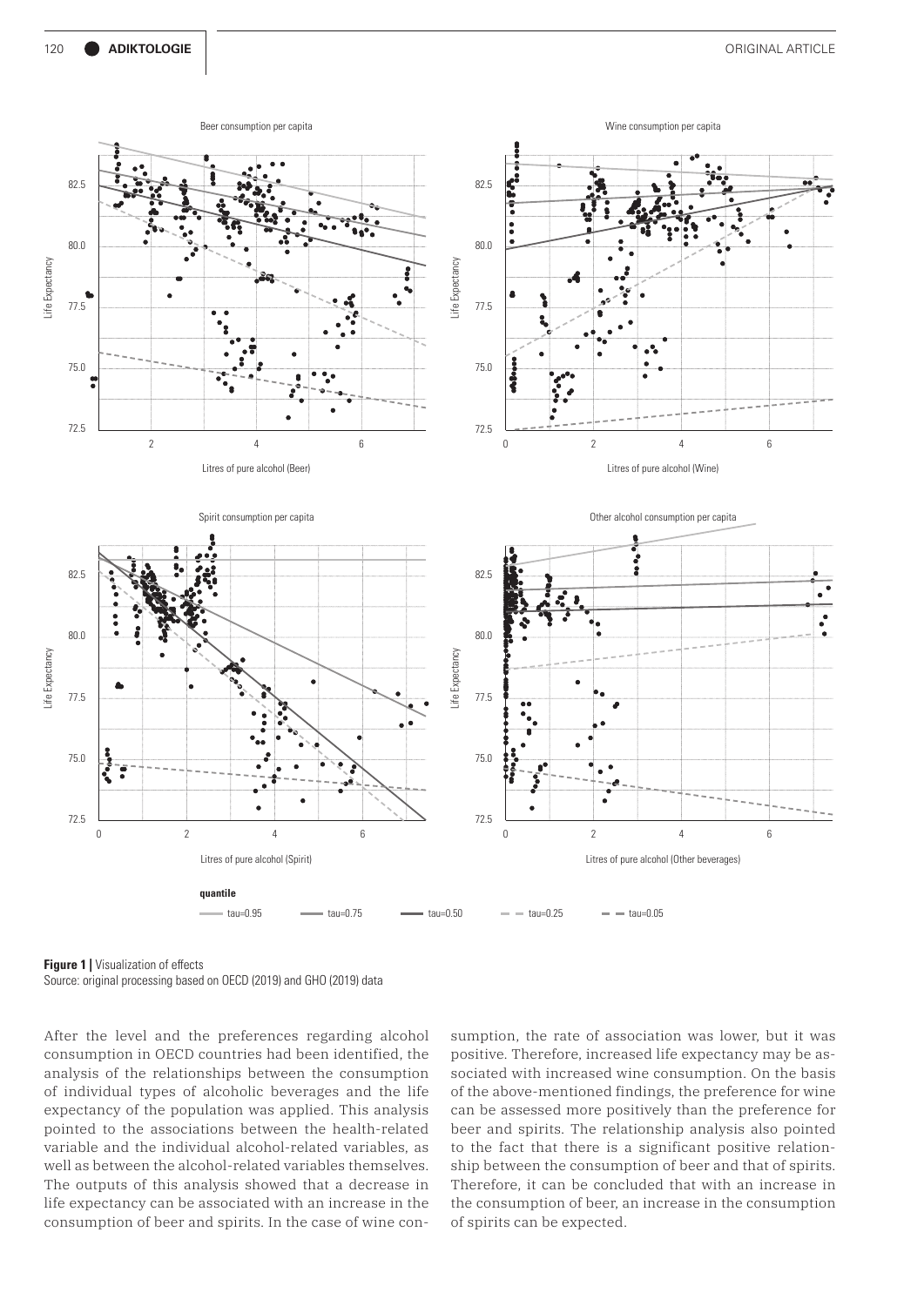**Figure 1 |** Visualization of effects
Source: original processing based on OECD (2019) and GHO (2019) data

After the level and the preferences regarding alcohol consumption in OECD countries had been identified, the analysis of the relationships between the consumption of individual types of alcoholic beverages and the life expectancy of the population was applied. This analysis pointed to the associations between the health-related variable and the individual alcohol-related variables, as well as between the alcohol-related variables themselves. The outputs of this analysis showed that a decrease in life expectancy can be associated with an increase in the consumption of beer and spirits. In the case of wine consumption, the rate of association was lower, but it was positive. Therefore, increased life expectancy may be associated with increased wine consumption. On the basis of the above-mentioned findings, the preference for wine can be assessed more positively than the preference for beer and spirits. The relationship analysis also pointed to the fact that there is a significant positive relationship between the consumption of beer and that of spirits. Therefore, it can be concluded that with an increase in the consumption of beer, an increase in the consumption of spirits can be expected.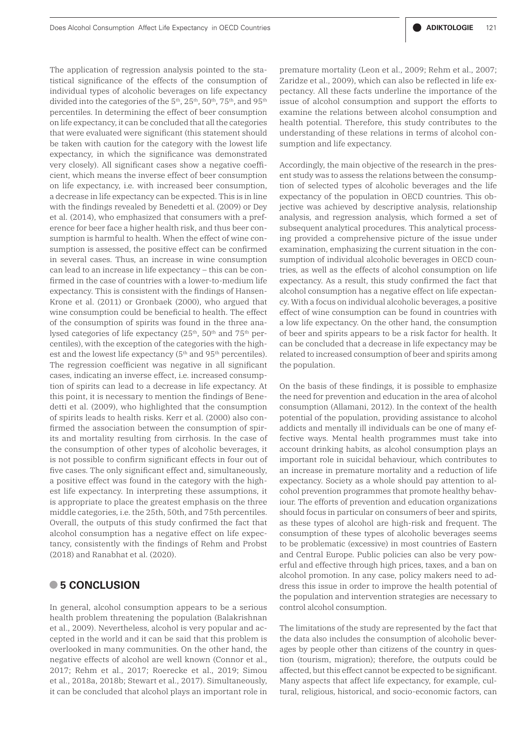The application of regression analysis pointed to the statistical significance of the effects of the consumption of individual types of alcoholic beverages on life expectancy divided into the categories of the 5th, 25th, 50th, 75th, and 95th percentiles. In determining the effect of beer consumption on life expectancy, it can be concluded that all the categories that were evaluated were significant (this statement should be taken with caution for the category with the lowest life expectancy, in which the significance was demonstrated very closely). All significant cases show a negative coefficient, which means the inverse effect of beer consumption on life expectancy, i.e. with increased beer consumption, a decrease in life expectancy can be expected. This is in line with the findings revealed by Benedetti et al. (2009) or Dey et al. (2014), who emphasized that consumers with a preference for beer face a higher health risk, and thus beer consumption is harmful to health. When the effect of wine consumption is assessed, the positive effect can be confirmed in several cases. Thus, an increase in wine consumption can lead to an increase in life expectancy – this can be confirmed in the case of countries with a lower-to-medium life expectancy. This is consistent with the findings of Hansen-Krone et al. (2011) or Gronbaek (2000), who argued that wine consumption could be beneficial to health. The effect of the consumption of spirits was found in the three analysed categories of life expectancy (25th, 50th and 75th percentiles), with the exception of the categories with the highest and the lowest life expectancy (5th and 95th percentiles). The regression coefficient was negative in all significant cases, indicating an inverse effect, i.e. increased consumption of spirits can lead to a decrease in life expectancy. At this point, it is necessary to mention the findings of Benedetti et al. (2009), who highlighted that the consumption of spirits leads to health risks. Kerr et al. (2000) also confirmed the association between the consumption of spirits and mortality resulting from cirrhosis. In the case of the consumption of other types of alcoholic beverages, it is not possible to confirm significant effects in four out of five cases. The only significant effect and, simultaneously, a positive effect was found in the category with the highest life expectancy. In interpreting these assumptions, it is appropriate to place the greatest emphasis on the three middle categories, i.e. the 25th, 50th, and 75th percentiles. Overall, the outputs of this study confirmed the fact that alcohol consumption has a negative effect on life expectancy, consistently with the findings of Rehm and Probst (2018) and Ranabhat et al. (2020).

## 5 CONCLUSION

In general, alcohol consumption appears to be a serious health problem threatening the population (Balakrishnan et al., 2009). Nevertheless, alcohol is very popular and accepted in the world and it can be said that this problem is overlooked in many communities. On the other hand, the negative effects of alcohol are well known (Connor et al., 2017; Rehm et al., 2017; Roerecke et al., 2019; Simou et al., 2018a, 2018b; Stewart et al., 2017). Simultaneously, it can be concluded that alcohol plays an important role in premature mortality (Leon et al., 2009; Rehm et al., 2007; Zaridze et al., 2009), which can also be reflected in life expectancy. All these facts underline the importance of the issue of alcohol consumption and support the efforts to examine the relations between alcohol consumption and health potential. Therefore, this study contributes to the understanding of these relations in terms of alcohol consumption and life expectancy.

Accordingly, the main objective of the research in the present study was to assess the relations between the consumption of selected types of alcoholic beverages and the life expectancy of the population in OECD countries. This objective was achieved by descriptive analysis, relationship analysis, and regression analysis, which formed a set of subsequent analytical procedures. This analytical processing provided a comprehensive picture of the issue under examination, emphasizing the current situation in the consumption of individual alcoholic beverages in OECD countries, as well as the effects of alcohol consumption on life expectancy. As a result, this study confirmed the fact that alcohol consumption has a negative effect on life expectancy. With a focus on individual alcoholic beverages, a positive effect of wine consumption can be found in countries with a low life expectancy. On the other hand, the consumption of beer and spirits appears to be a risk factor for health. It can be concluded that a decrease in life expectancy may be related to increased consumption of beer and spirits among the population.

On the basis of these findings, it is possible to emphasize the need for prevention and education in the area of alcohol consumption (Allamani, 2012). In the context of the health potential of the population, providing assistance to alcohol addicts and mentally ill individuals can be one of many effective ways. Mental health programmes must take into account drinking habits, as alcohol consumption plays an important role in suicidal behaviour, which contributes to an increase in premature mortality and a reduction of life expectancy. Society as a whole should pay attention to alcohol prevention programmes that promote healthy behaviour. The efforts of prevention and education organizations should focus in particular on consumers of beer and spirits, as these types of alcohol are high-risk and frequent. The consumption of these types of alcoholic beverages seems to be problematic (excessive) in most countries of Eastern and Central Europe. Public policies can also be very powerful and effective through high prices, taxes, and a ban on alcohol promotion. In any case, policy makers need to address this issue in order to improve the health potential of the population and intervention strategies are necessary to control alcohol consumption.

The limitations of the study are represented by the fact that the data also includes the consumption of alcoholic beverages by people other than citizens of the country in question (tourism, migration); therefore, the outputs could be affected, but this effect cannot be expected to be significant. Many aspects that affect life expectancy, for example, cultural, religious, historical, and socio-economic factors, can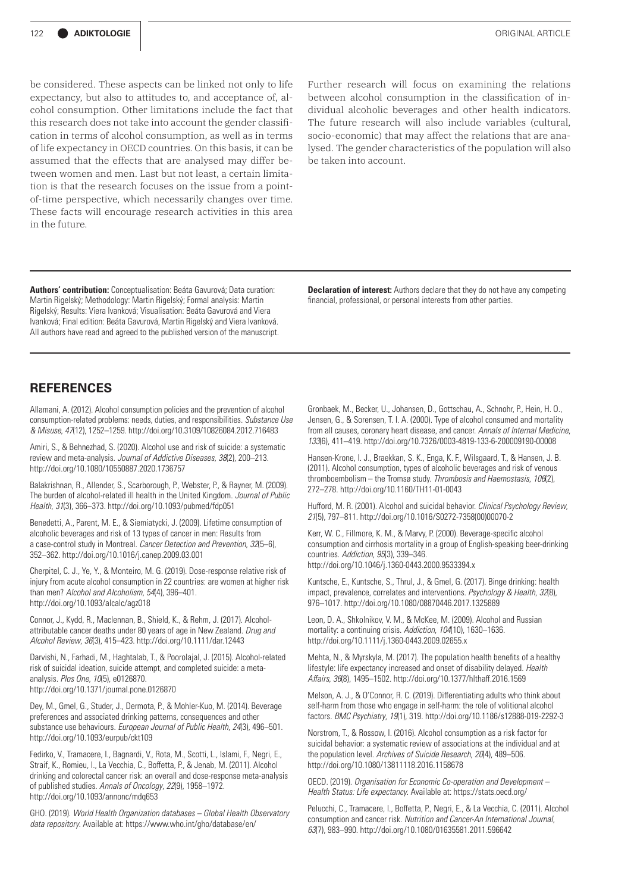be considered. These aspects can be linked not only to life expectancy, but also to attitudes to, and acceptance of, alcohol consumption. Other limitations include the fact that this research does not take into account the gender classification in terms of alcohol consumption, as well as in terms of life expectancy in OECD countries. On this basis, it can be assumed that the effects that are analysed may differ between women and men. Last but not least, a certain limitation is that the research focuses on the issue from a point-of-time perspective, which necessarily changes over time. These facts will encourage research activities in this area in the future.

Further research will focus on examining the relations between alcohol consumption in the classification of individual alcoholic beverages and other health indicators. The future research will also include variables (cultural, socio-economic) that may affect the relations that are analysed. The gender characteristics of the population will also be taken into account.

**Authors' contribution:** Conceptualisation: Beáta Gavurová; Data curation: Martin Rigelský; Methodology: Martin Rigelský; Formal analysis: Martin Rigelský; Results: Viera Ivanková; Visualisation: Beáta Gavurová and Viera Ivanková; Final edition: Beáta Gavurová, Martin Rigelský and Viera Ivanková. All authors have read and agreed to the published version of the manuscript.

**Declaration of interest:** Authors declare that they do not have any competing financial, professional, or personal interests from other parties.

## REFERENCES

Allamani, A. (2012). Alcohol consumption policies and the prevention of alcohol consumption-related problems: needs, duties, and responsibilities. *Substance Use & Misuse*, *47*(12), 1252–1259. http://doi.org/10.3109/10826084.2012.716483

Amiri, S., & Behnezhad, S. (2020). Alcohol use and risk of suicide: a systematic review and meta-analysis. *Journal of Addictive Diseases*, *38*(2), 200–213. http://doi.org/10.1080/10550887.2020.1736757

Balakrishnan, R., Allender, S., Scarborough, P., Webster, P., & Rayner, M. (2009). The burden of alcohol-related ill health in the United Kingdom. *Journal of Public Health*, *31*(3), 366–373. http://doi.org/10.1093/pubmed/fdp051

Benedetti, A., Parent, M. E., & Siemiatycki, J. (2009). Lifetime consumption of alcoholic beverages and risk of 13 types of cancer in men: Results from a case-control study in Montreal. *Cancer Detection and Prevention*, *32*(5–6), 352–362. http://doi.org/10.1016/j.canep.2009.03.001

Cherpitel, C. J., Ye, Y., & Monteiro, M. G. (2019). Dose-response relative risk of injury from acute alcohol consumption in 22 countries: are women at higher risk than men? *Alcohol and Alcoholism*, *54*(4), 396–401. http://doi.org/10.1093/alcalc/agz018

Connor, J., Kydd, R., Maclennan, B., Shield, K., & Rehm, J. (2017). Alcohol-attributable cancer deaths under 80 years of age in New Zealand. *Drug and Alcohol Review*, *36*(3), 415–423. http://doi.org/10.1111/dar.12443

Darvishi, N., Farhadi, M., Haghtalab, T., & Poorolajal, J. (2015). Alcohol-related risk of suicidal ideation, suicide attempt, and completed suicide: a meta-analysis. *Plos One*, *10*(5), e0126870. http://doi.org/10.1371/journal.pone.0126870

Dey, M., Gmel, G., Studer, J., Dermota, P., & Mohler-Kuo, M. (2014). Beverage preferences and associated drinking patterns, consequences and other substance use behaviours. *European Journal of Public Health*, *24*(3), 496–501. http://doi.org/10.1093/eurpub/ckt109

Fedirko, V., Tramacere, I., Bagnardi, V., Rota, M., Scotti, L., Islami, F., Negri, E., Straif, K., Romieu, I., La Vecchia, C., Boffetta, P., & Jenab, M. (2011). Alcohol drinking and colorectal cancer risk: an overall and dose-response meta-analysis of published studies. *Annals of Oncology*, *22*(9), 1958–1972. http://doi.org/10.1093/annonc/mdq653

GHO. (2019). *World Health Organization databases – Global Health Observatory data repository*. Available at: https://www.who.int/gho/database/en/

Gronbaek, M., Becker, U., Johansen, D., Gottschau, A., Schnohr, P., Hein, H. O., Jensen, G., & Sorensen, T. I. A. (2000). Type of alcohol consumed and mortality from all causes, coronary heart disease, and cancer. *Annals of Internal Medicine*, *133*(6), 411–419. http://doi.org/10.7326/0003-4819-133-6-200009190-00008

Hansen-Krone, I. J., Braekkan, S. K., Enga, K. F., Wilsgaard, T., & Hansen, J. B. (2011). Alcohol consumption, types of alcoholic beverages and risk of venous thromboembolism – the Tromsø study. *Thrombosis and Haemostasis*, *106*(2), 272–278. http://doi.org/10.1160/TH11-01-0043

Hufford, M. R. (2001). Alcohol and suicidal behavior. *Clinical Psychology Review*, *21*(5), 797–811. http://doi.org/10.1016/S0272-7358(00)00070-2

Kerr, W. C., Fillmore, K. M., & Marvy, P. (2000). Beverage-specific alcohol consumption and cirrhosis mortality in a group of English-speaking beer-drinking countries. *Addiction*, *95*(3), 339–346. http://doi.org/10.1046/j.1360-0443.2000.9533394.x

Kuntsche, E., Kuntsche, S., Thrul, J., & Gmel, G. (2017). Binge drinking: health impact, prevalence, correlates and interventions. *Psychology & Health*, *32*(8), 976–1017. http://doi.org/10.1080/08870446.2017.1325889

Leon, D. A., Shkolnikov, V. M., & McKee, M. (2009). Alcohol and Russian mortality: a continuing crisis. *Addiction*, *104*(10), 1630–1636. http://doi.org/10.1111/j.1360-0443.2009.02655.x

Mehta, N., & Myrskyla, M. (2017). The population health benefits of a healthy lifestyle: life expectancy increased and onset of disability delayed. *Health Affairs*, *36*(8), 1495–1502. http://doi.org/10.1377/hlthaff.2016.1569

Melson, A. J., & O'Connor, R. C. (2019). Differentiating adults who think about self-harm from those who engage in self-harm: the role of volitional alcohol factors. *BMC Psychiatry*, *19*(1), 319. http://doi.org/10.1186/s12888-019-2292-3

Norstrom, T., & Rossow, I. (2016). Alcohol consumption as a risk factor for suicidal behavior: a systematic review of associations at the individual and at the population level. *Archives of Suicide Research*, *20*(4), 489–506. http://doi.org/10.1080/13811118.2016.1158678

OECD. (2019). *Organisation for Economic Co-operation and Development – Health Status: Life expectancy*. Available at: https://stats.oecd.org/

Pelucchi, C., Tramacere, I., Boffetta, P., Negri, E., & La Vecchia, C. (2011). Alcohol consumption and cancer risk. *Nutrition and Cancer-An International Journal*, *63*(7), 983–990. http://doi.org/10.1080/01635581.2011.596642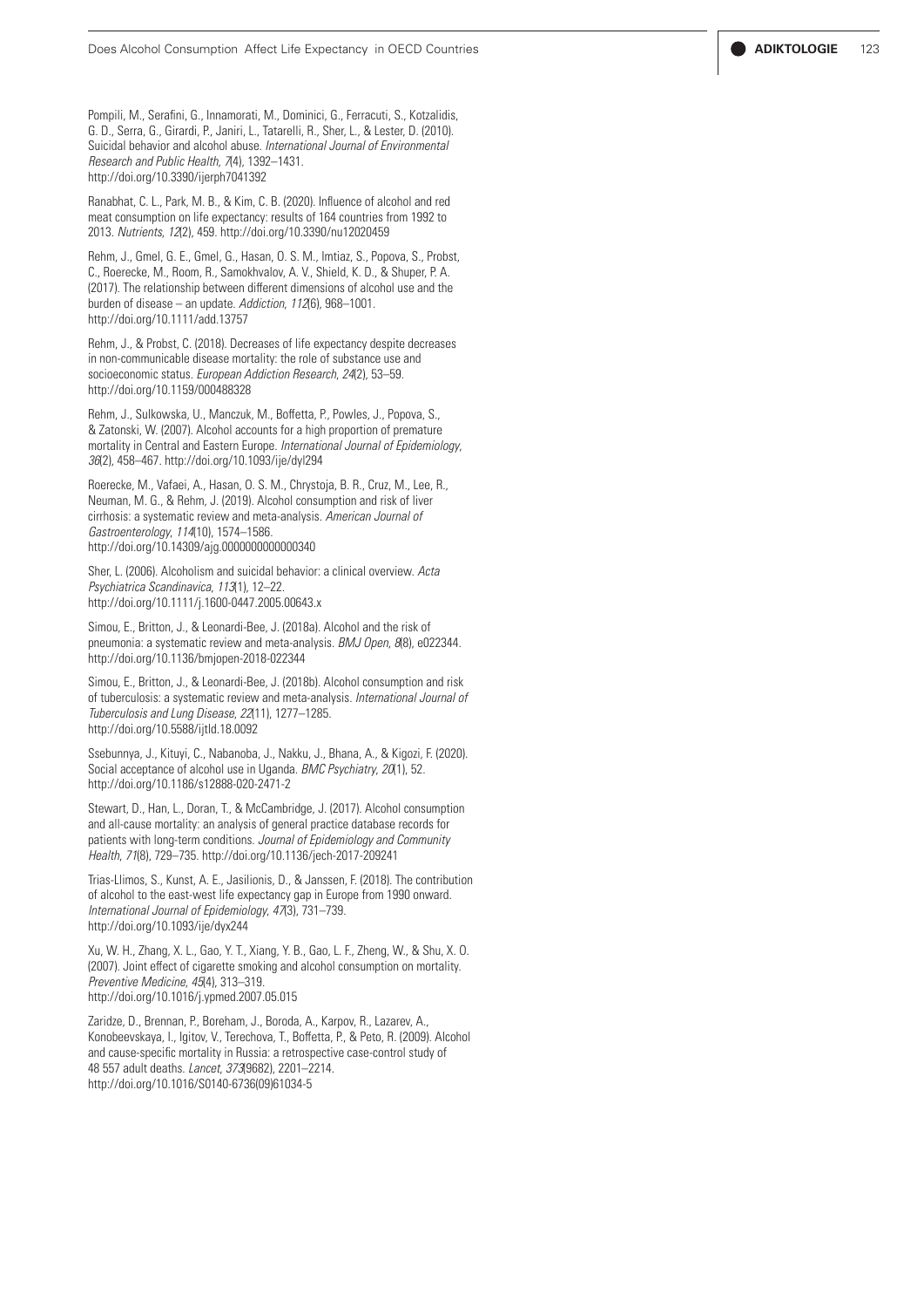Pompili, M., Serafini, G., Innamorati, M., Dominici, G., Ferracuti, S., Kotzalidis, G. D., Serra, G., Girardi, P., Janiri, L., Tatarelli, R., Sher, L., & Lester, D. (2010). Suicidal behavior and alcohol abuse. *International Journal of Environmental Research and Public Health*, *7*(4), 1392–1431. http://doi.org/10.3390/ijerph7041392

Ranabhat, C. L., Park, M. B., & Kim, C. B. (2020). Influence of alcohol and red meat consumption on life expectancy: results of 164 countries from 1992 to 2013. *Nutrients*, *12*(2), 459. http://doi.org/10.3390/nu12020459

Rehm, J., Gmel, G. E., Gmel, G., Hasan, O. S. M., Imtiaz, S., Popova, S., Probst, C., Roerecke, M., Room, R., Samokhvalov, A. V., Shield, K. D., & Shuper, P. A. (2017). The relationship between different dimensions of alcohol use and the burden of disease – an update. *Addiction*, *112*(6), 968–1001. http://doi.org/10.1111/add.13757

Rehm, J., & Probst, C. (2018). Decreases of life expectancy despite decreases in non-communicable disease mortality: the role of substance use and socioeconomic status. *European Addiction Research*, *24*(2), 53–59. http://doi.org/10.1159/000488328

Rehm, J., Sulkowska, U., Manczuk, M., Boffetta, P., Powles, J., Popova, S., & Zatonski, W. (2007). Alcohol accounts for a high proportion of premature mortality in Central and Eastern Europe. *International Journal of Epidemiology*, *36*(2), 458–467. http://doi.org/10.1093/ije/dyl294

Roerecke, M., Vafaei, A., Hasan, O. S. M., Chrystoja, B. R., Cruz, M., Lee, R., Neuman, M. G., & Rehm, J. (2019). Alcohol consumption and risk of liver cirrhosis: a systematic review and meta-analysis. *American Journal of Gastroenterology*, *114*(10), 1574–1586. http://doi.org/10.14309/ajg.0000000000000340

Sher, L. (2006). Alcoholism and suicidal behavior: a clinical overview. *Acta Psychiatrica Scandinavica*, *113*(1), 12–22. http://doi.org/10.1111/j.1600-0447.2005.00643.x

Simou, E., Britton, J., & Leonardi-Bee, J. (2018a). Alcohol and the risk of pneumonia: a systematic review and meta-analysis. *BMJ Open*, *8*(8), e022344. http://doi.org/10.1136/bmjopen-2018-022344

Simou, E., Britton, J., & Leonardi-Bee, J. (2018b). Alcohol consumption and risk of tuberculosis: a systematic review and meta-analysis. *International Journal of Tuberculosis and Lung Disease*, *22*(11), 1277–1285. http://doi.org/10.5588/ijtld.18.0092

Ssebunnya, J., Kituyi, C., Nabanoba, J., Nakku, J., Bhana, A., & Kigozi, F. (2020). Social acceptance of alcohol use in Uganda. *BMC Psychiatry*, *20*(1), 52. http://doi.org/10.1186/s12888-020-2471-2

Stewart, D., Han, L., Doran, T., & McCambridge, J. (2017). Alcohol consumption and all-cause mortality: an analysis of general practice database records for patients with long-term conditions. *Journal of Epidemiology and Community Health*, *71*(8), 729–735. http://doi.org/10.1136/jech-2017-209241

Trias-Llimos, S., Kunst, A. E., Jasilionis, D., & Janssen, F. (2018). The contribution of alcohol to the east-west life expectancy gap in Europe from 1990 onward. *International Journal of Epidemiology*, *47*(3), 731–739. http://doi.org/10.1093/ije/dyx244

Xu, W. H., Zhang, X. L., Gao, Y. T., Xiang, Y. B., Gao, L. F., Zheng, W., & Shu, X. O. (2007). Joint effect of cigarette smoking and alcohol consumption on mortality. *Preventive Medicine*, *45*(4), 313–319. http://doi.org/10.1016/j.ypmed.2007.05.015

Zaridze, D., Brennan, P., Boreham, J., Boroda, A., Karpov, R., Lazarev, A., Konobeevskaya, I., Igitov, V., Terechova, T., Boffetta, P., & Peto, R. (2009). Alcohol and cause-specific mortality in Russia: a retrospective case-control study of 48 557 adult deaths. *Lancet*, *373*(9682), 2201–2214. http://doi.org/10.1016/S0140-6736(09)61034-5